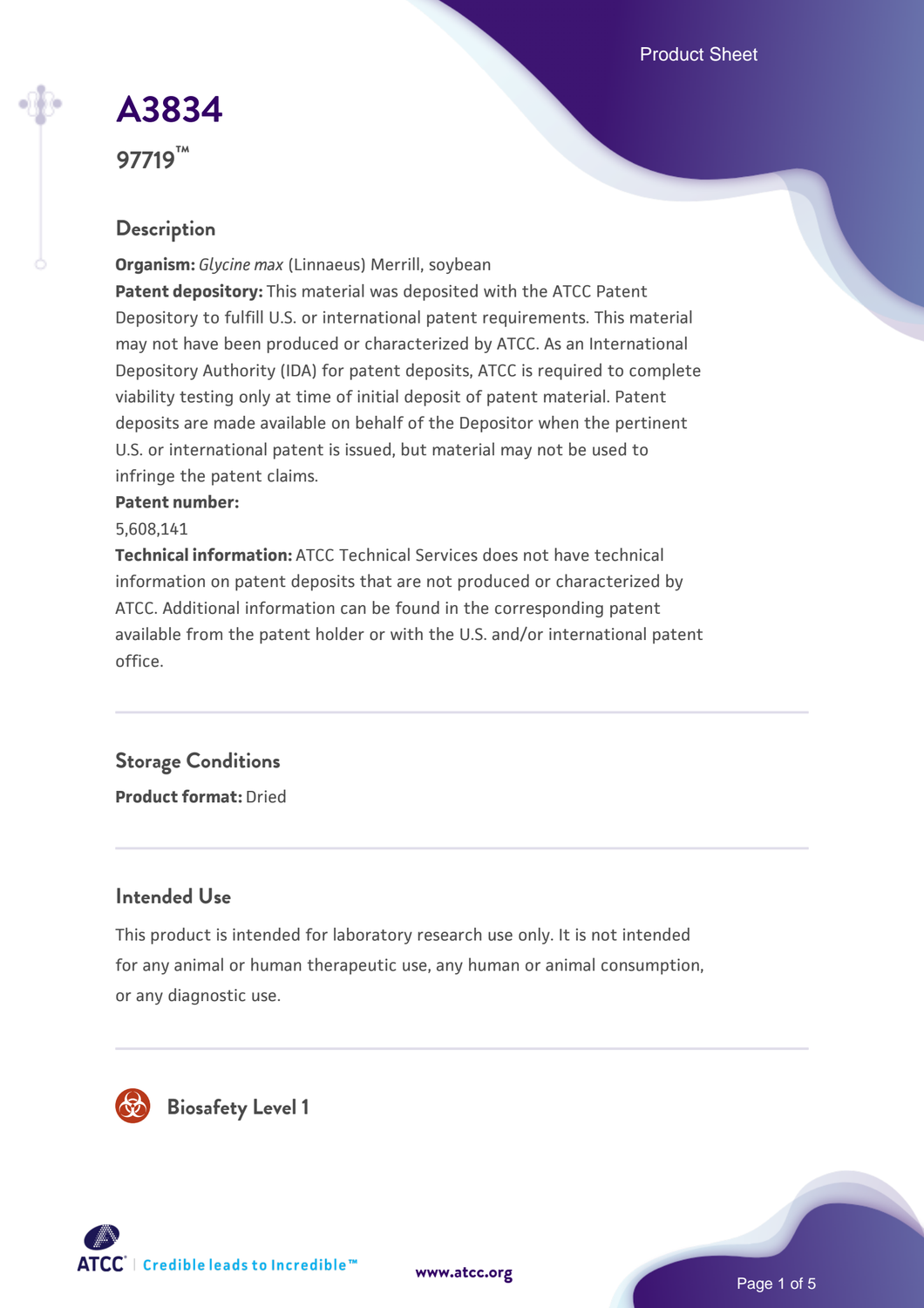# A3834

## 97719™

### Description

**Organism:** *Glycine max* (Linnaeus) Merrill, soybean

**Patent depository:** This material was deposited with the ATCC Patent Depository to fulfill U.S. or international patent requirements. This material may not have been produced or characterized by ATCC. As an International Depository Authority (IDA) for patent deposits, ATCC is required to complete viability testing only at time of initial deposit of patent material. Patent deposits are made available on behalf of the Depositor when the pertinent U.S. or international patent is issued, but material may not be used to infringe the patent claims.

**Patent number:**

5,608,141

**Technical information:** ATCC Technical Services does not have technical information on patent deposits that are not produced or characterized by ATCC. Additional information can be found in the corresponding patent available from the patent holder or with the U.S. and/or international patent office.

### Storage Conditions

**Product format:** Dried

### Intended Use

This product is intended for laboratory research use only. It is not intended for any animal or human therapeutic use, any human or animal consumption, or any diagnostic use.

### Biosafety Level 1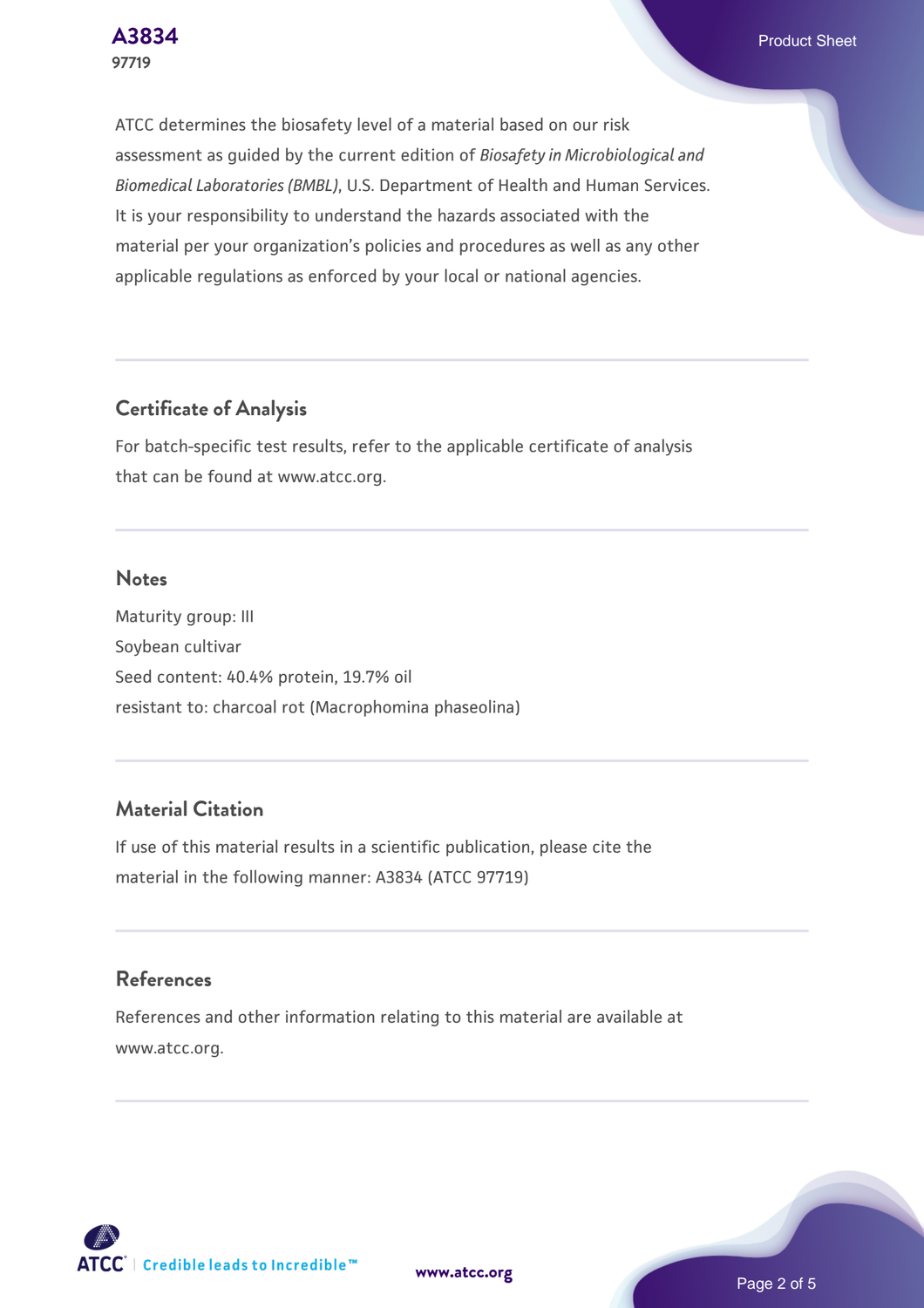ATCC determines the biosafety level of a material based on our risk assessment as guided by the current edition of *Biosafety in Microbiological and Biomedical Laboratories (BMBL)*, U.S. Department of Health and Human Services. It is your responsibility to understand the hazards associated with the material per your organization's policies and procedures as well as any other applicable regulations as enforced by your local or national agencies.

## Certificate of Analysis

For batch-specific test results, refer to the applicable certificate of analysis that can be found at www.atcc.org.

## Notes

Maturity group: III
Soybean cultivar
Seed content: 40.4% protein, 19.7% oil
resistant to: charcoal rot (Macrophomina phaseolina)

## Material Citation

If use of this material results in a scientific publication, please cite the material in the following manner: A3834 (ATCC 97719)

## References

References and other information relating to this material are available at www.atcc.org.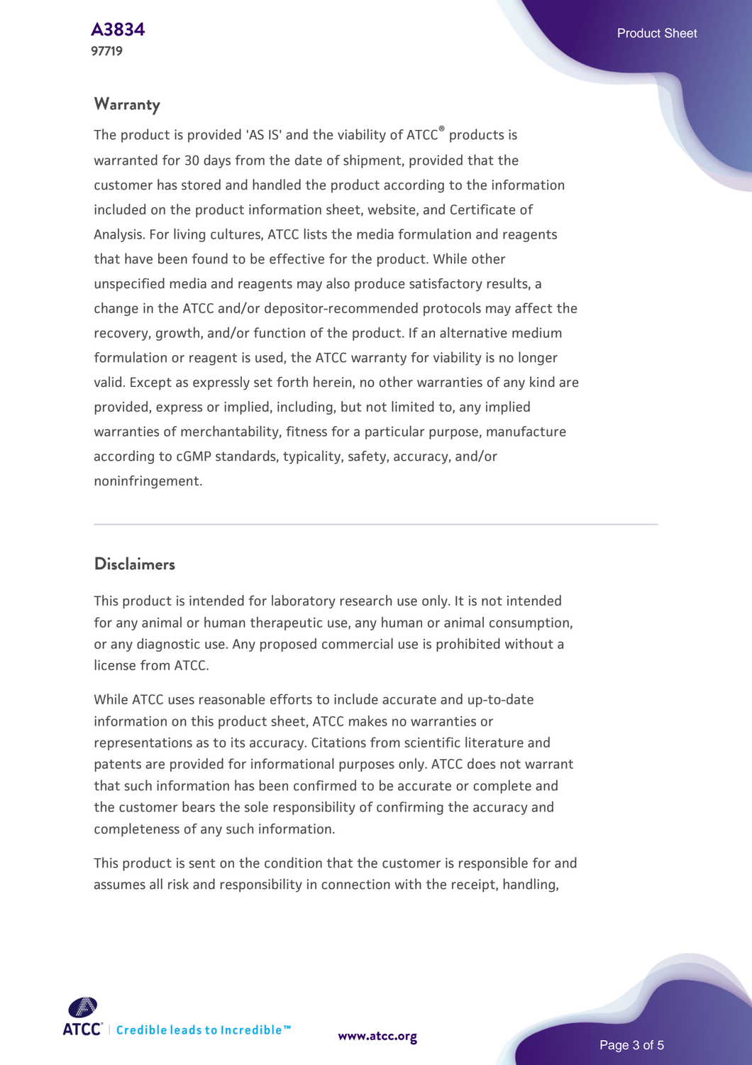## Warranty

The product is provided 'AS IS' and the viability of ATCC® products is warranted for 30 days from the date of shipment, provided that the customer has stored and handled the product according to the information included on the product information sheet, website, and Certificate of Analysis. For living cultures, ATCC lists the media formulation and reagents that have been found to be effective for the product. While other unspecified media and reagents may also produce satisfactory results, a change in the ATCC and/or depositor-recommended protocols may affect the recovery, growth, and/or function of the product. If an alternative medium formulation or reagent is used, the ATCC warranty for viability is no longer valid. Except as expressly set forth herein, no other warranties of any kind are provided, express or implied, including, but not limited to, any implied warranties of merchantability, fitness for a particular purpose, manufacture according to cGMP standards, typicality, safety, accuracy, and/or noninfringement.

## Disclaimers

This product is intended for laboratory research use only. It is not intended for any animal or human therapeutic use, any human or animal consumption, or any diagnostic use. Any proposed commercial use is prohibited without a license from ATCC.

While ATCC uses reasonable efforts to include accurate and up-to-date information on this product sheet, ATCC makes no warranties or representations as to its accuracy. Citations from scientific literature and patents are provided for informational purposes only. ATCC does not warrant that such information has been confirmed to be accurate or complete and the customer bears the sole responsibility of confirming the accuracy and completeness of any such information.

This product is sent on the condition that the customer is responsible for and assumes all risk and responsibility in connection with the receipt, handling,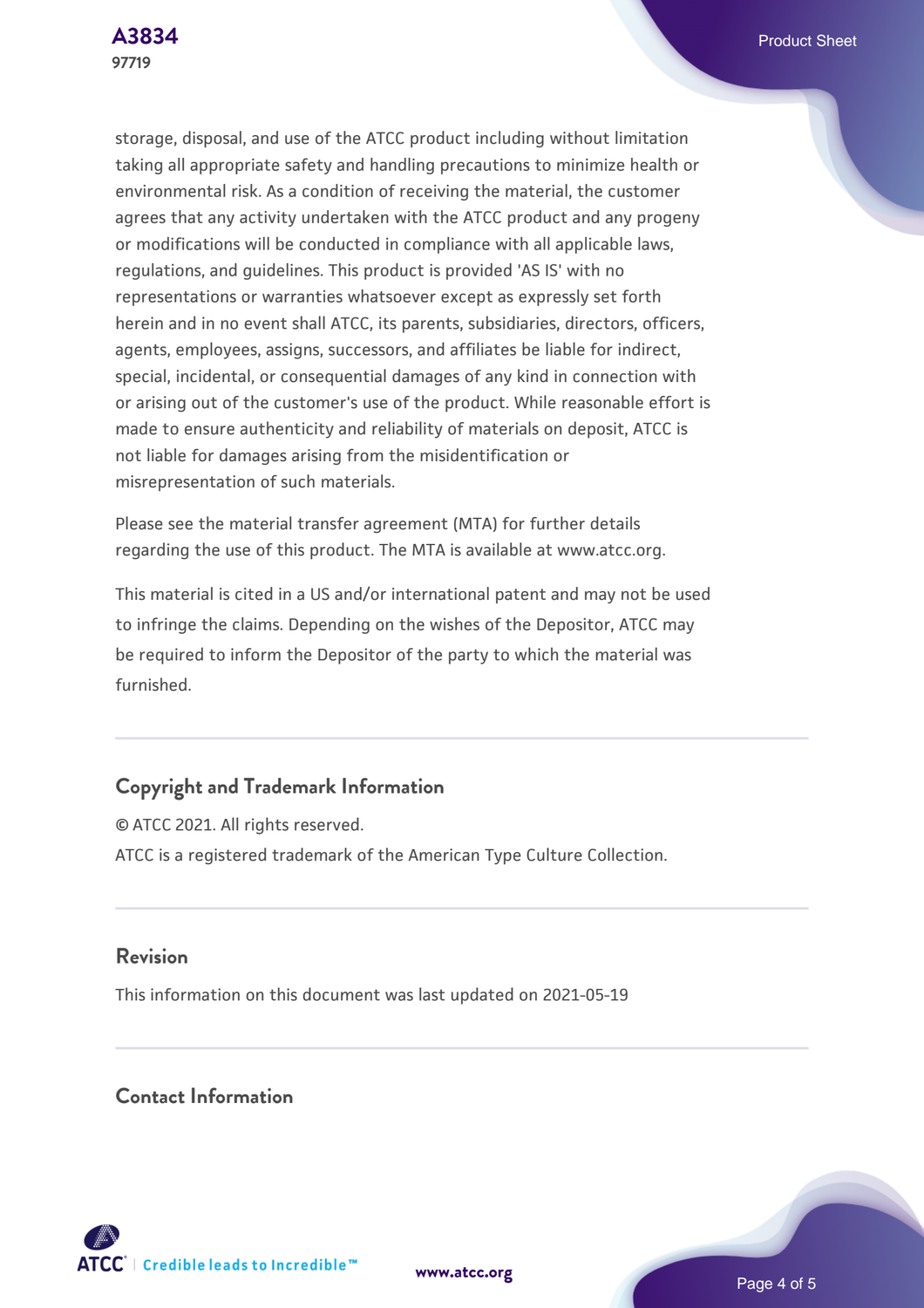storage, disposal, and use of the ATCC product including without limitation taking all appropriate safety and handling precautions to minimize health or environmental risk. As a condition of receiving the material, the customer agrees that any activity undertaken with the ATCC product and any progeny or modifications will be conducted in compliance with all applicable laws, regulations, and guidelines. This product is provided 'AS IS' with no representations or warranties whatsoever except as expressly set forth herein and in no event shall ATCC, its parents, subsidiaries, directors, officers, agents, employees, assigns, successors, and affiliates be liable for indirect, special, incidental, or consequential damages of any kind in connection with or arising out of the customer's use of the product. While reasonable effort is made to ensure authenticity and reliability of materials on deposit, ATCC is not liable for damages arising from the misidentification or misrepresentation of such materials.

Please see the material transfer agreement (MTA) for further details regarding the use of this product. The MTA is available at www.atcc.org.

This material is cited in a US and/or international patent and may not be used to infringe the claims. Depending on the wishes of the Depositor, ATCC may be required to inform the Depositor of the party to which the material was furnished.

## Copyright and Trademark Information

© ATCC 2021. All rights reserved.

ATCC is a registered trademark of the American Type Culture Collection.

## Revision

This information on this document was last updated on 2021-05-19

## Contact Information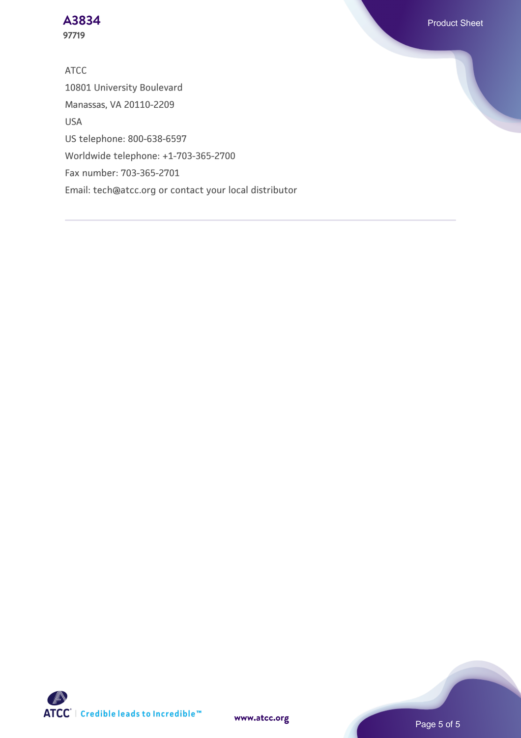ATCC

10801 University Boulevard

Manassas, VA 20110-2209

USA

US telephone: 800-638-6597

Worldwide telephone: +1-703-365-2700

Fax number: 703-365-2701

Email: tech@atcc.org or contact your local distributor

---